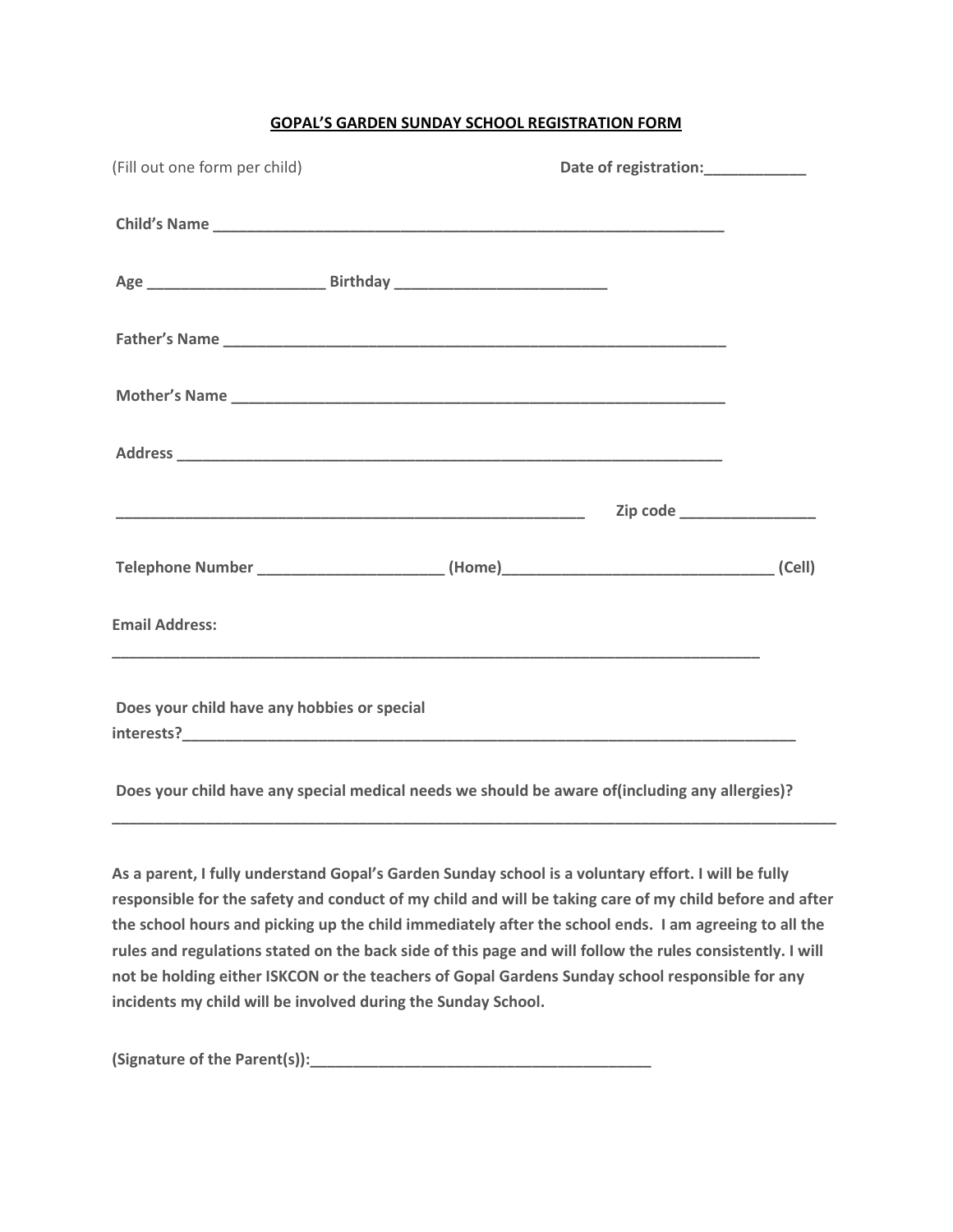**GOPAL'S GARDEN SUNDAY SCHOOL REGISTRATION FORM**

(Fill out one form per child) **Date of registration:____________**

**Child's Name ______________________________________________________________**

**Age ____________________ Birthday ________________________**

**Father's Name ______________________________________________________________**

**Mother's Name ____________________________________________________________**

**Address ___________________________________________________________________**

**_______________________________________________________ Zip code ________________**

**Telephone Number ______________________ (Home)_______________________________ (Cell)**

**Email Address:**

**___________________________________________________________________________**

**Does your child have any hobbies or special interests?_________________________________________________________________________**

**Does your child have any special medical needs we should be aware of(including any allergies)?**

**_____________________________________________________________________________________**

**As a parent, I fully understand Gopal's Garden Sunday school is a voluntary effort. I will be fully responsible for the safety and conduct of my child and will be taking care of my child before and after the school hours and picking up the child immediately after the school ends. I am agreeing to all the rules and regulations stated on the back side of this page and will follow the rules consistently. I will not be holding either ISKCON or the teachers of Gopal Gardens Sunday school responsible for any incidents my child will be involved during the Sunday School.**

**(Signature of the Parent(s)):________________________________________**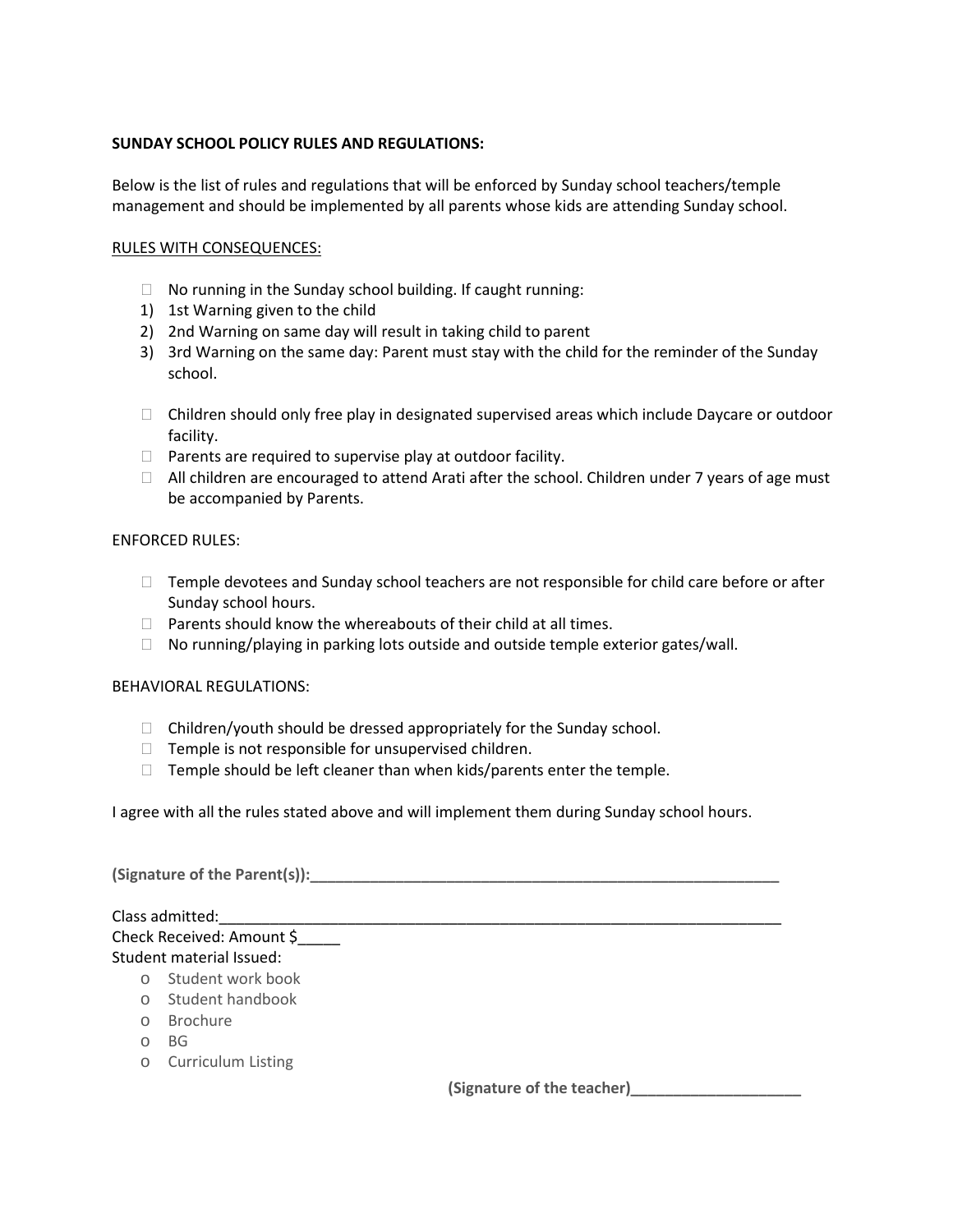**SUNDAY SCHOOL POLICY RULES AND REGULATIONS:**

Below is the list of rules and regulations that will be enforced by Sunday school teachers/temple management and should be implemented by all parents whose kids are attending Sunday school.

RULES WITH CONSEQUENCES:

- No running in the Sunday school building. If caught running:

1) 1st Warning given to the child
2) 2nd Warning on same day will result in taking child to parent
3) 3rd Warning on the same day: Parent must stay with the child for the reminder of the Sunday school.

- Children should only free play in designated supervised areas which include Daycare or outdoor facility.
- Parents are required to supervise play at outdoor facility.
- All children are encouraged to attend Arati after the school. Children under 7 years of age must be accompanied by Parents.

ENFORCED RULES:

- Temple devotees and Sunday school teachers are not responsible for child care before or after Sunday school hours.
- Parents should know the whereabouts of their child at all times.
- No running/playing in parking lots outside and outside temple exterior gates/wall.

BEHAVIORAL REGULATIONS:

- Children/youth should be dressed appropriately for the Sunday school.
- Temple is not responsible for unsupervised children.
- Temple should be left cleaner than when kids/parents enter the temple.

I agree with all the rules stated above and will implement them during Sunday school hours.

**(Signature of the Parent(s)):**_________________________________________________________

Class admitted:____________________________________________________________________

Check Received: Amount $_____

Student material Issued:

- Student work book
- Student handbook
- Brochure
- BG
- Curriculum Listing

**(Signature of the teacher)**____________________